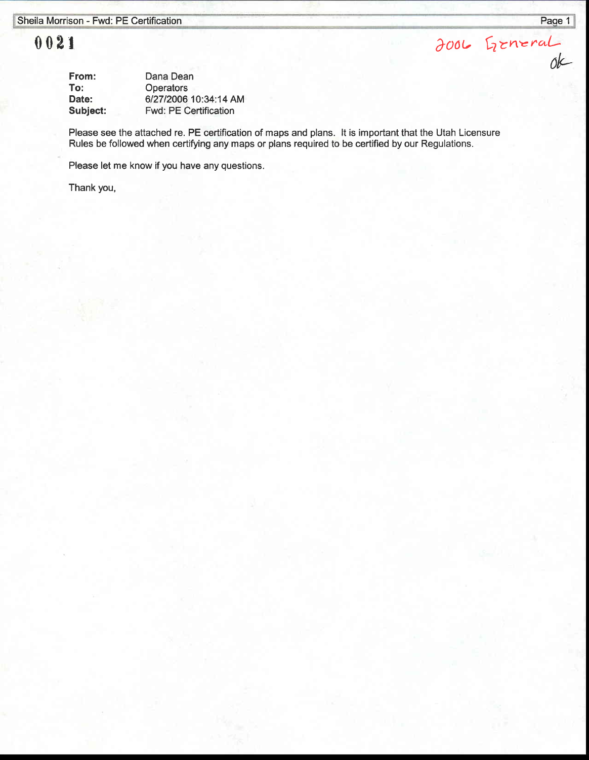0021

2006 General
ok

**From:** Dana Dean
**To:** Operators
**Date:** 6/27/2006 10:34:14 AM
**Subject:** Fwd: PE Certification

Please see the attached re. PE certification of maps and plans. It is important that the Utah Licensure Rules be followed when certifying any maps or plans required to be certified by our Regulations.

Please let me know if you have any questions.

Thank you,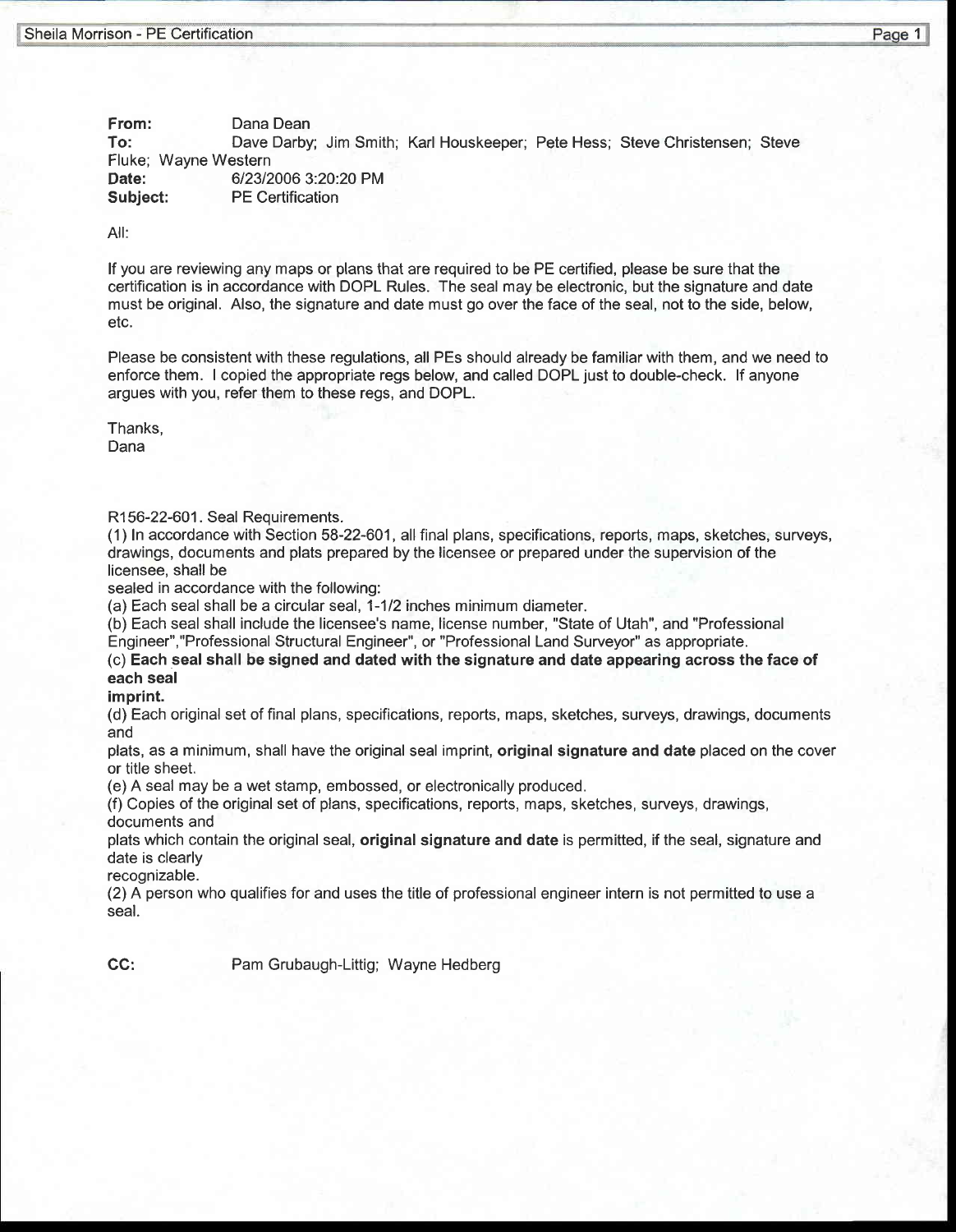**From:** Dana Dean
**To:** Dave Darby; Jim Smith; Karl Houskeeper; Pete Hess; Steve Christensen; Steve Fluke; Wayne Western
**Date:** 6/23/2006 3:20:20 PM
**Subject:** PE Certification

All:

If you are reviewing any maps or plans that are required to be PE certified, please be sure that the certification is in accordance with DOPL Rules. The seal may be electronic, but the signature and date must be original. Also, the signature and date must go over the face of the seal, not to the side, below, etc.

Please be consistent with these regulations, all PEs should already be familiar with them, and we need to enforce them. I copied the appropriate regs below, and called DOPL just to double-check. If anyone argues with you, refer them to these regs, and DOPL.

Thanks,
Dana

R156-22-601. Seal Requirements.

(1) In accordance with Section 58-22-601, all final plans, specifications, reports, maps, sketches, surveys, drawings, documents and plats prepared by the licensee or prepared under the supervision of the licensee, shall be
sealed in accordance with the following:

(a) Each seal shall be a circular seal, 1-1/2 inches minimum diameter.

(b) Each seal shall include the licensee's name, license number, "State of Utah", and "Professional Engineer","Professional Structural Engineer", or "Professional Land Surveyor" as appropriate.

(c) **Each seal shall be signed and dated with the signature and date appearing across the face of each seal imprint.**

(d) Each original set of final plans, specifications, reports, maps, sketches, surveys, drawings, documents and
plats, as a minimum, shall have the original seal imprint, **original signature and date** placed on the cover or title sheet.

(e) A seal may be a wet stamp, embossed, or electronically produced.

(f) Copies of the original set of plans, specifications, reports, maps, sketches, surveys, drawings, documents and
plats which contain the original seal, **original signature and date** is permitted, if the seal, signature and date is clearly
recognizable.

(2) A person who qualifies for and uses the title of professional engineer intern is not permitted to use a seal.

**CC:** Pam Grubaugh-Littig; Wayne Hedberg